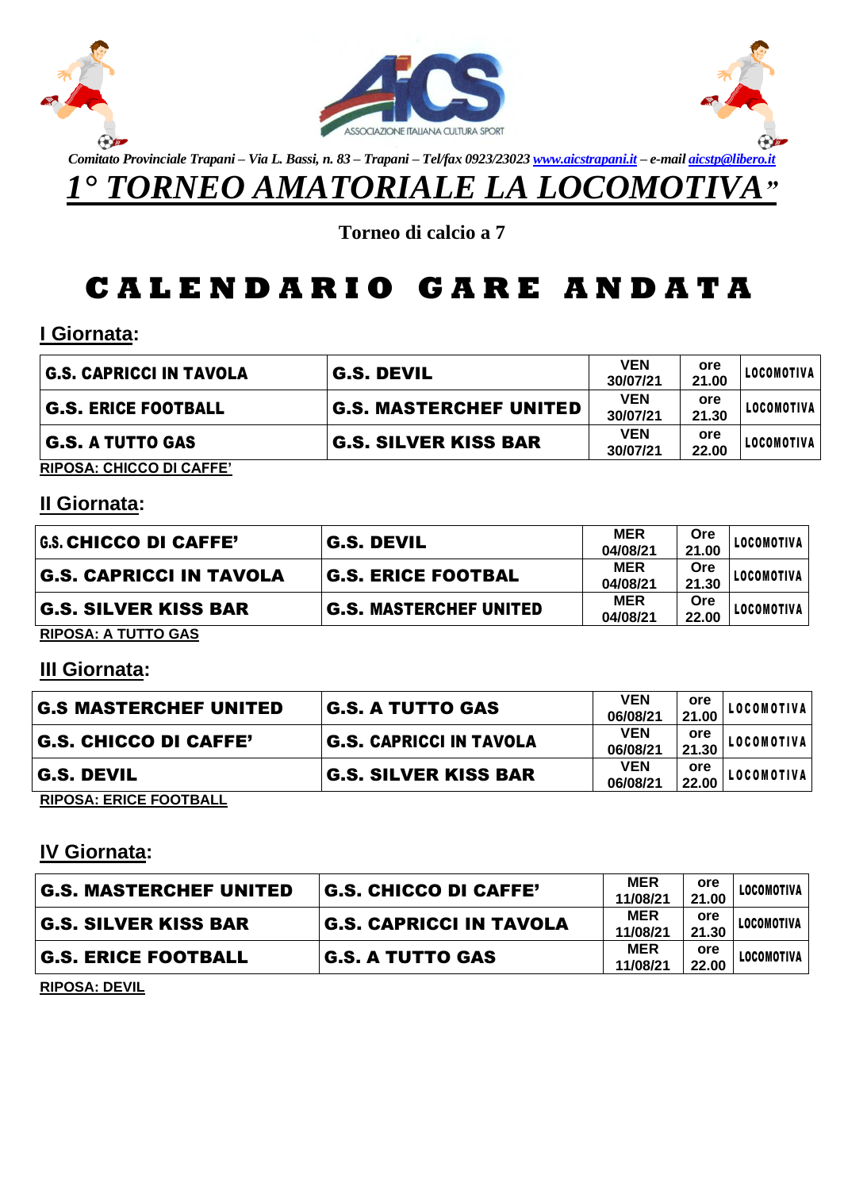*Comitato Provinciale Trapani – Via L. Bassi, n. 83 – Trapani – Tel/fax 0923/23023 [www.aicstrapani.it](http://www.aicstrapani.it) – e-mail [aicstp@libero.it](mailto:aicstp@libero.it)*

# *1° TORNEO AMATORIALE LA LOCOMOTIVA"*

**Torneo di calcio a 7**

# CALENDARIO GARE ANDATA

## I Giornata:

| | | | | |
|---|---|---|---|---|
| G.S. CAPRICCI IN TAVOLA | G.S. DEVIL | VEN 30/07/21 | ore 21.00 | LOCOMOTIVA |
| G.S. ERICE FOOTBALL | G.S. MASTERCHEF UNITED | VEN 30/07/21 | ore 21.30 | LOCOMOTIVA |
| G.S. A TUTTO GAS | G.S. SILVER KISS BAR | VEN 30/07/21 | ore 22.00 | LOCOMOTIVA |

RIPOSA: CHICCO DI CAFFE'

## II Giornata:

| | | | | |
|---|---|---|---|---|
| G.S. CHICCO DI CAFFE' | G.S. DEVIL | MER 04/08/21 | Ore 21.00 | LOCOMOTIVA |
| G.S. CAPRICCI IN TAVOLA | G.S. ERICE FOOTBAL | MER 04/08/21 | Ore 21.30 | LOCOMOTIVA |
| G.S. SILVER KISS BAR | G.S. MASTERCHEF UNITED | MER 04/08/21 | Ore 22.00 | LOCOMOTIVA |

RIPOSA: A TUTTO GAS

## III Giornata:

| | | | | |
|---|---|---|---|---|
| G.S MASTERCHEF UNITED | G.S. A TUTTO GAS | VEN 06/08/21 | ore 21.00 | LOCOMOTIVA |
| G.S. CHICCO DI CAFFE' | G.S. CAPRICCI IN TAVOLA | VEN 06/08/21 | ore 21.30 | LOCOMOTIVA |
| G.S. DEVIL | G.S. SILVER KISS BAR | VEN 06/08/21 | ore 22.00 | LOCOMOTIVA |

RIPOSA: ERICE FOOTBALL

## IV Giornata:

| | | | | |
|---|---|---|---|---|
| G.S. MASTERCHEF UNITED | G.S. CHICCO DI CAFFE' | MER 11/08/21 | ore 21.00 | LOCOMOTIVA |
| G.S. SILVER KISS BAR | G.S. CAPRICCI IN TAVOLA | MER 11/08/21 | ore 21.30 | LOCOMOTIVA |
| G.S. ERICE FOOTBALL | G.S. A TUTTO GAS | MER 11/08/21 | ore 22.00 | LOCOMOTIVA |

RIPOSA: DEVIL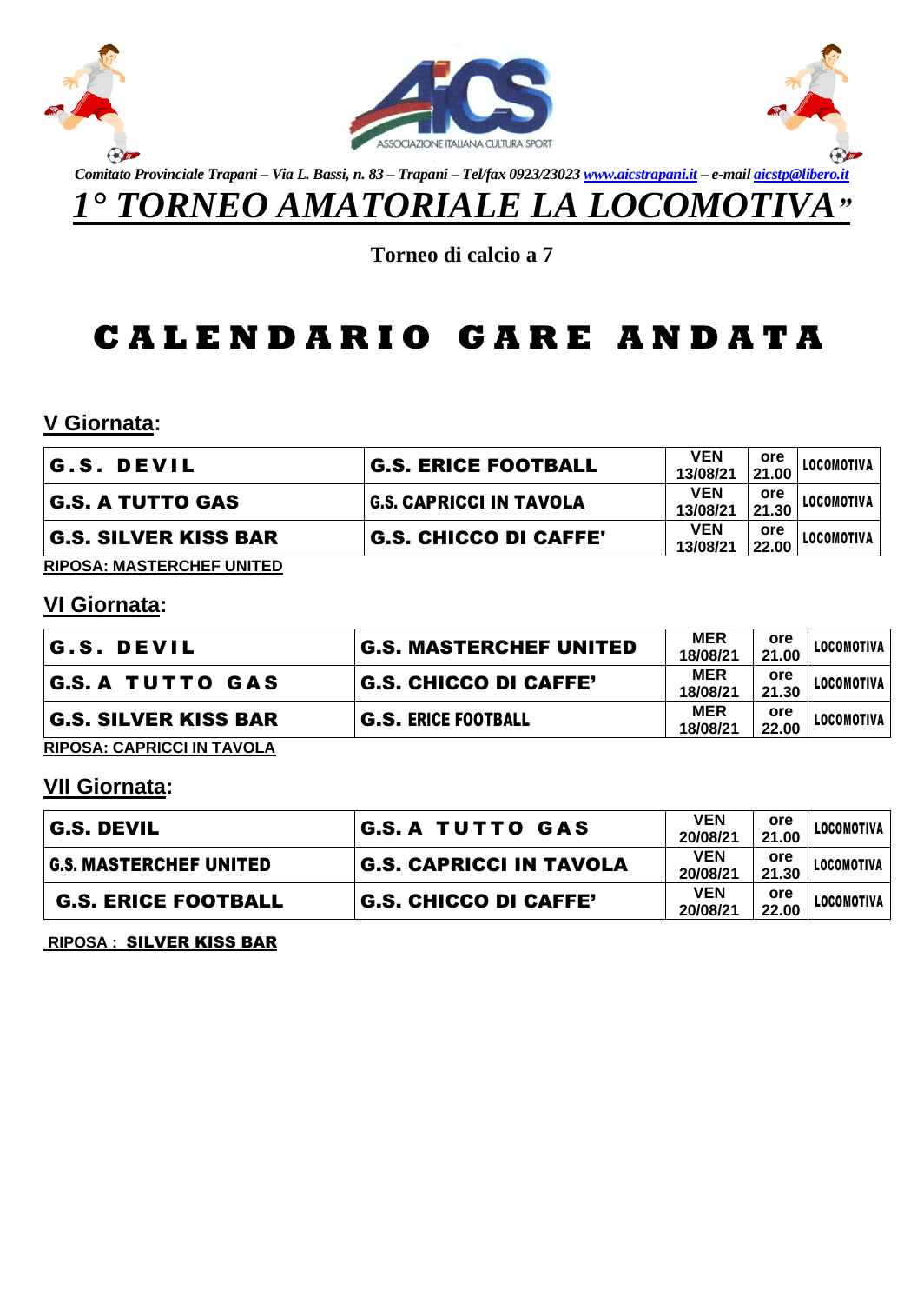Comitato Provinciale Trapani – Via L. Bassi, n. 83 – Trapani – Tel/fax 0923/23023 www.aicstrapani.it – e-mail aicstp@libero.it

# 1° TORNEO AMATORIALE LA LOCOMOTIVA"

**Torneo di calcio a 7**

# CALENDARIO GARE ANDATA

## V Giornata:

| | | | | |
|---|---|---|---|---|
| G.S. DEVIL | G.S. ERICE FOOTBALL | VEN 13/08/21 | ore 21.00 | LOCOMOTIVA |
| G.S. A TUTTO GAS | G.S. CAPRICCI IN TAVOLA | VEN 13/08/21 | ore 21.30 | LOCOMOTIVA |
| G.S. SILVER KISS BAR | G.S. CHICCO DI CAFFE' | VEN 13/08/21 | ore 22.00 | LOCOMOTIVA |

RIPOSA: MASTERCHEF UNITED

## VI Giornata:

| | | | | |
|---|---|---|---|---|
| G.S. DEVIL | G.S. MASTERCHEF UNITED | MER 18/08/21 | ore 21.00 | LOCOMOTIVA |
| G.S. A TUTTO GAS | G.S. CHICCO DI CAFFE' | MER 18/08/21 | ore 21.30 | LOCOMOTIVA |
| G.S. SILVER KISS BAR | G.S. ERICE FOOTBALL | MER 18/08/21 | ore 22.00 | LOCOMOTIVA |

RIPOSA: CAPRICCI IN TAVOLA

## VII Giornata:

| | | | | |
|---|---|---|---|---|
| G.S. DEVIL | G.S. A TUTTO GAS | VEN 20/08/21 | ore 21.00 | LOCOMOTIVA |
| G.S. MASTERCHEF UNITED | G.S. CAPRICCI IN TAVOLA | VEN 20/08/21 | ore 21.30 | LOCOMOTIVA |
| G.S. ERICE FOOTBALL | G.S. CHICCO DI CAFFE' | VEN 20/08/21 | ore 22.00 | LOCOMOTIVA |

RIPOSA : SILVER KISS BAR